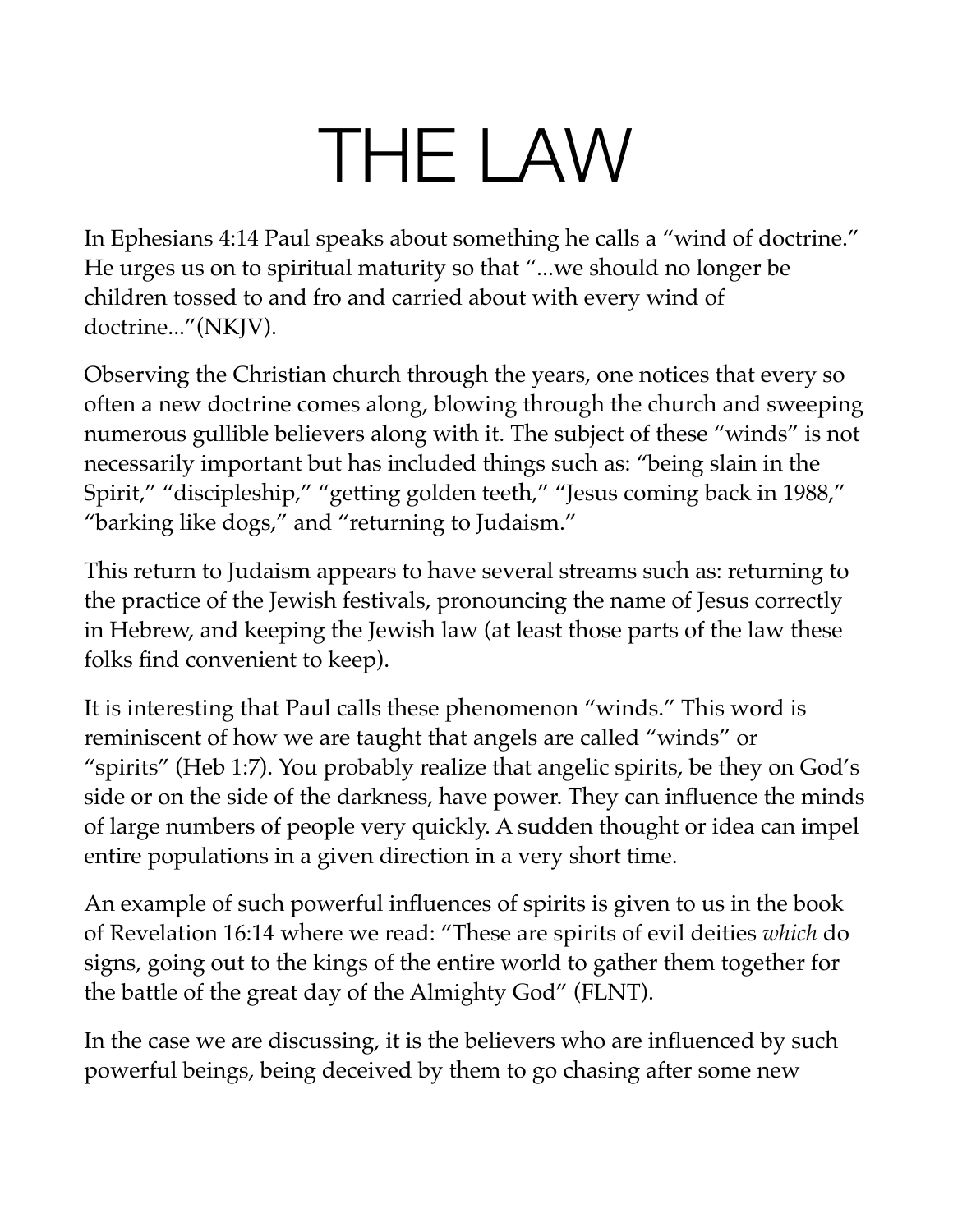# THE LAW

In Ephesians 4:14 Paul speaks about something he calls a “wind of doctrine.” He urges us on to spiritual maturity so that “...we should no longer be children tossed to and fro and carried about with every wind of doctrine...”(NKJV).

Observing the Christian church through the years, one notices that every so often a new doctrine comes along, blowing through the church and sweeping numerous gullible believers along with it. The subject of these “winds” is not necessarily important but has included things such as: “being slain in the Spirit,” “discipleship,” “getting golden teeth,” “Jesus coming back in 1988,” “barking like dogs,” and “returning to Judaism.”

This return to Judaism appears to have several streams such as: returning to the practice of the Jewish festivals, pronouncing the name of Jesus correctly in Hebrew, and keeping the Jewish law (at least those parts of the law these folks find convenient to keep).

It is interesting that Paul calls these phenomenon “winds.” This word is reminiscent of how we are taught that angels are called “winds” or “spirits” (Heb 1:7). You probably realize that angelic spirits, be they on God’s side or on the side of the darkness, have power. They can influence the minds of large numbers of people very quickly. A sudden thought or idea can impel entire populations in a given direction in a very short time.

An example of such powerful influences of spirits is given to us in the book of Revelation 16:14 where we read: “These are spirits of evil deities *which* do signs, going out to the kings of the entire world to gather them together for the battle of the great day of the Almighty God” (FLNT).

In the case we are discussing, it is the believers who are influenced by such powerful beings, being deceived by them to go chasing after some new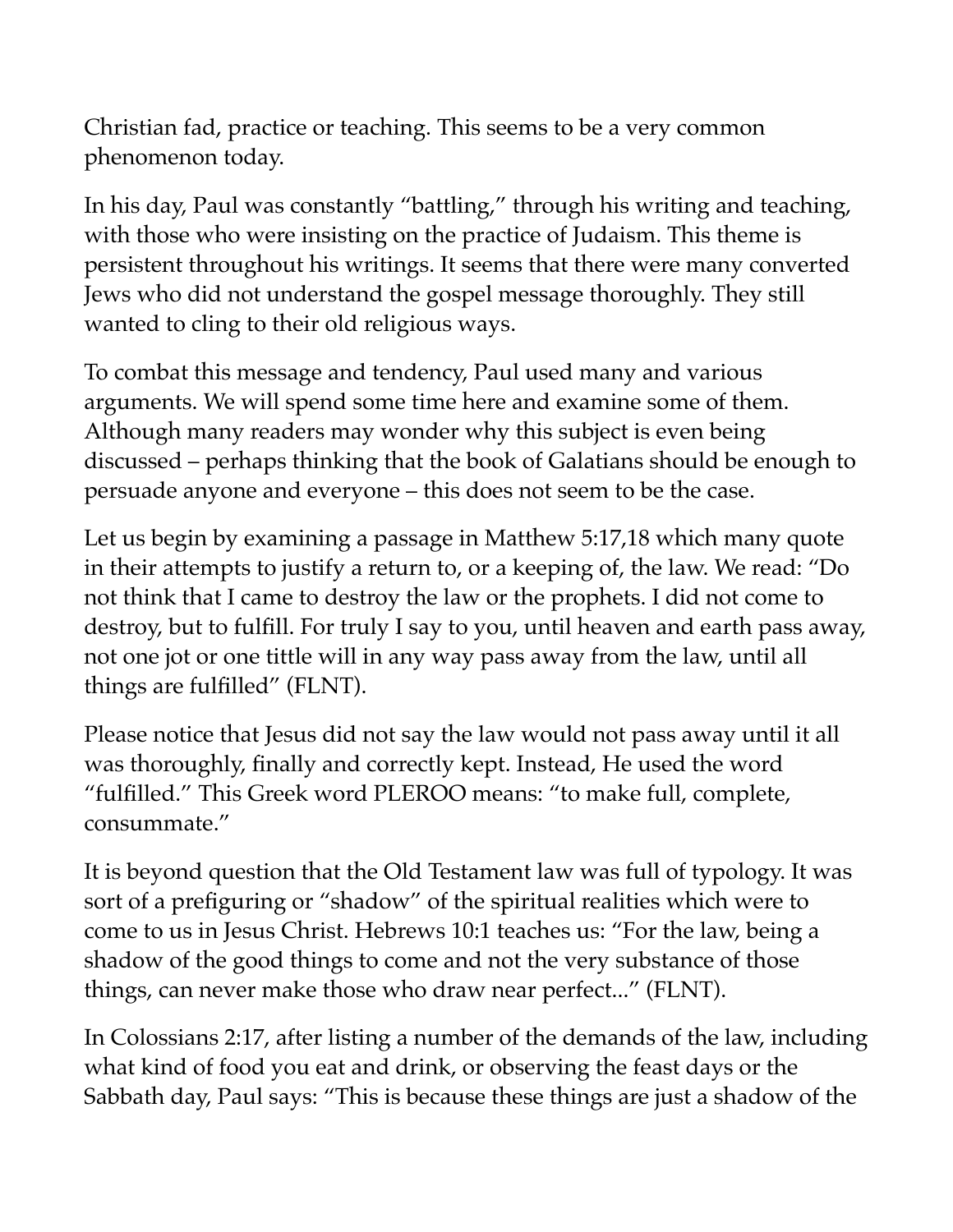Christian fad, practice or teaching. This seems to be a very common phenomenon today.

In his day, Paul was constantly "battling," through his writing and teaching, with those who were insisting on the practice of Judaism. This theme is persistent throughout his writings. It seems that there were many converted Jews who did not understand the gospel message thoroughly. They still wanted to cling to their old religious ways.

To combat this message and tendency, Paul used many and various arguments. We will spend some time here and examine some of them. Although many readers may wonder why this subject is even being discussed – perhaps thinking that the book of Galatians should be enough to persuade anyone and everyone – this does not seem to be the case.

Let us begin by examining a passage in Matthew 5:17,18 which many quote in their attempts to justify a return to, or a keeping of, the law. We read: "Do not think that I came to destroy the law or the prophets. I did not come to destroy, but to fulfill. For truly I say to you, until heaven and earth pass away, not one jot or one tittle will in any way pass away from the law, until all things are fulfilled" (FLNT).

Please notice that Jesus did not say the law would not pass away until it all was thoroughly, finally and correctly kept. Instead, He used the word "fulfilled." This Greek word PLEROO means: "to make full, complete, consummate."

It is beyond question that the Old Testament law was full of typology. It was sort of a prefiguring or "shadow" of the spiritual realities which were to come to us in Jesus Christ. Hebrews 10:1 teaches us: "For the law, being a shadow of the good things to come and not the very substance of those things, can never make those who draw near perfect..." (FLNT).

In Colossians 2:17, after listing a number of the demands of the law, including what kind of food you eat and drink, or observing the feast days or the Sabbath day, Paul says: "This is because these things are just a shadow of the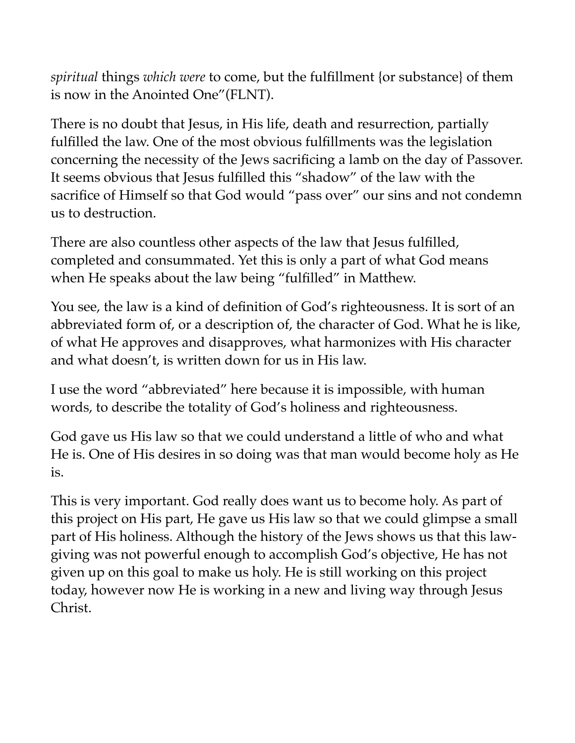*spiritual* things *which were* to come, but the fulfillment {or substance} of them is now in the Anointed One"(FLNT).

There is no doubt that Jesus, in His life, death and resurrection, partially fulfilled the law. One of the most obvious fulfillments was the legislation concerning the necessity of the Jews sacrificing a lamb on the day of Passover. It seems obvious that Jesus fulfilled this "shadow" of the law with the sacrifice of Himself so that God would "pass over" our sins and not condemn us to destruction.

There are also countless other aspects of the law that Jesus fulfilled, completed and consummated. Yet this is only a part of what God means when He speaks about the law being "fulfilled" in Matthew.

You see, the law is a kind of definition of God's righteousness. It is sort of an abbreviated form of, or a description of, the character of God. What he is like, of what He approves and disapproves, what harmonizes with His character and what doesn't, is written down for us in His law.

I use the word "abbreviated" here because it is impossible, with human words, to describe the totality of God's holiness and righteousness.

God gave us His law so that we could understand a little of who and what He is. One of His desires in so doing was that man would become holy as He is.

This is very important. God really does want us to become holy. As part of this project on His part, He gave us His law so that we could glimpse a small part of His holiness. Although the history of the Jews shows us that this law-giving was not powerful enough to accomplish God's objective, He has not given up on this goal to make us holy. He is still working on this project today, however now He is working in a new and living way through Jesus Christ.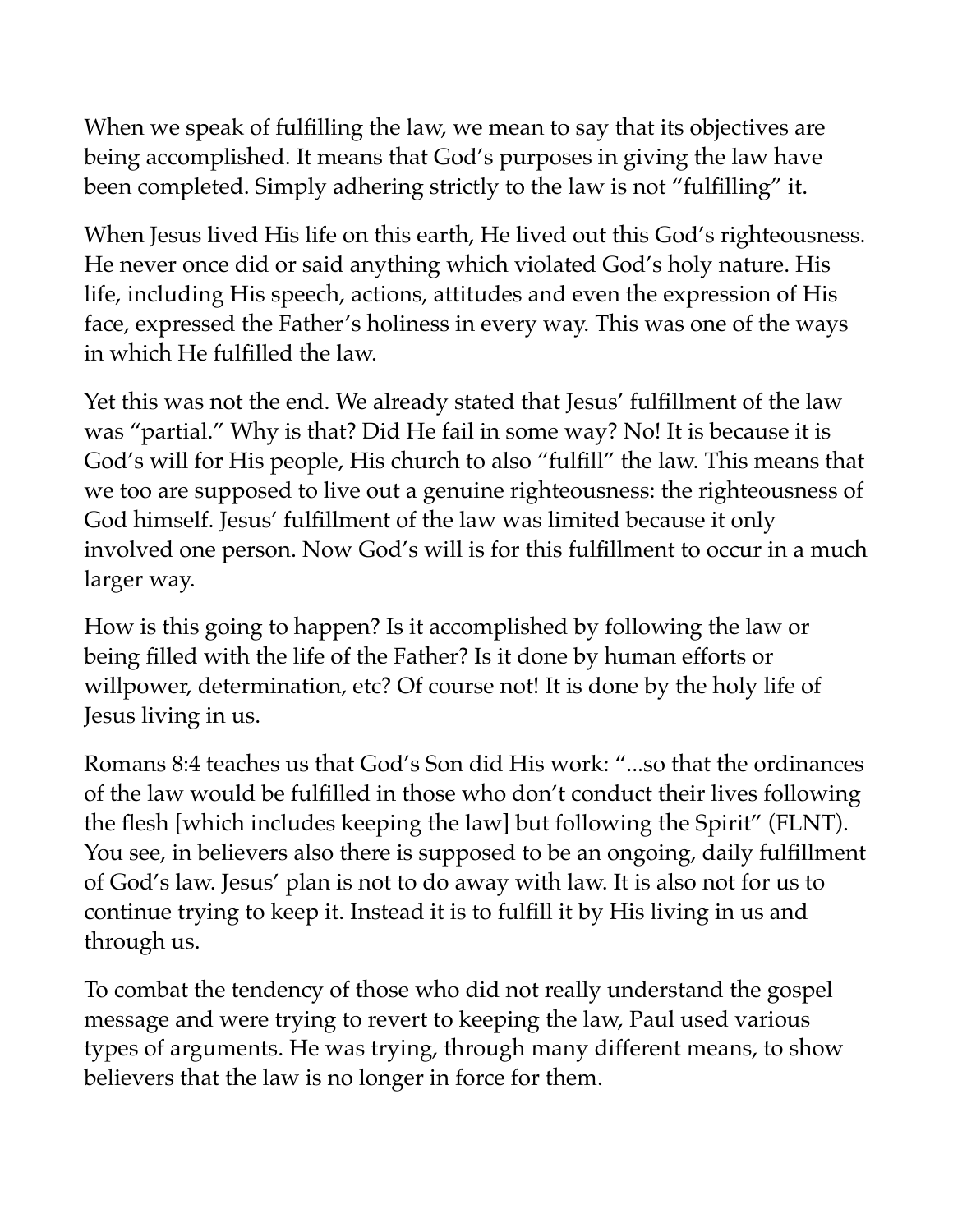When we speak of fulfilling the law, we mean to say that its objectives are being accomplished. It means that God's purposes in giving the law have been completed. Simply adhering strictly to the law is not "fulfilling" it.

When Jesus lived His life on this earth, He lived out this God's righteousness. He never once did or said anything which violated God's holy nature. His life, including His speech, actions, attitudes and even the expression of His face, expressed the Father's holiness in every way. This was one of the ways in which He fulfilled the law.

Yet this was not the end. We already stated that Jesus' fulfillment of the law was "partial." Why is that? Did He fail in some way? No! It is because it is God's will for His people, His church to also "fulfill" the law. This means that we too are supposed to live out a genuine righteousness: the righteousness of God himself. Jesus' fulfillment of the law was limited because it only involved one person. Now God's will is for this fulfillment to occur in a much larger way.

How is this going to happen? Is it accomplished by following the law or being filled with the life of the Father? Is it done by human efforts or willpower, determination, etc? Of course not! It is done by the holy life of Jesus living in us.

Romans 8:4 teaches us that God's Son did His work: "...so that the ordinances of the law would be fulfilled in those who don't conduct their lives following the flesh [which includes keeping the law] but following the Spirit" (FLNT). You see, in believers also there is supposed to be an ongoing, daily fulfillment of God's law. Jesus' plan is not to do away with law. It is also not for us to continue trying to keep it. Instead it is to fulfill it by His living in us and through us.

To combat the tendency of those who did not really understand the gospel message and were trying to revert to keeping the law, Paul used various types of arguments. He was trying, through many different means, to show believers that the law is no longer in force for them.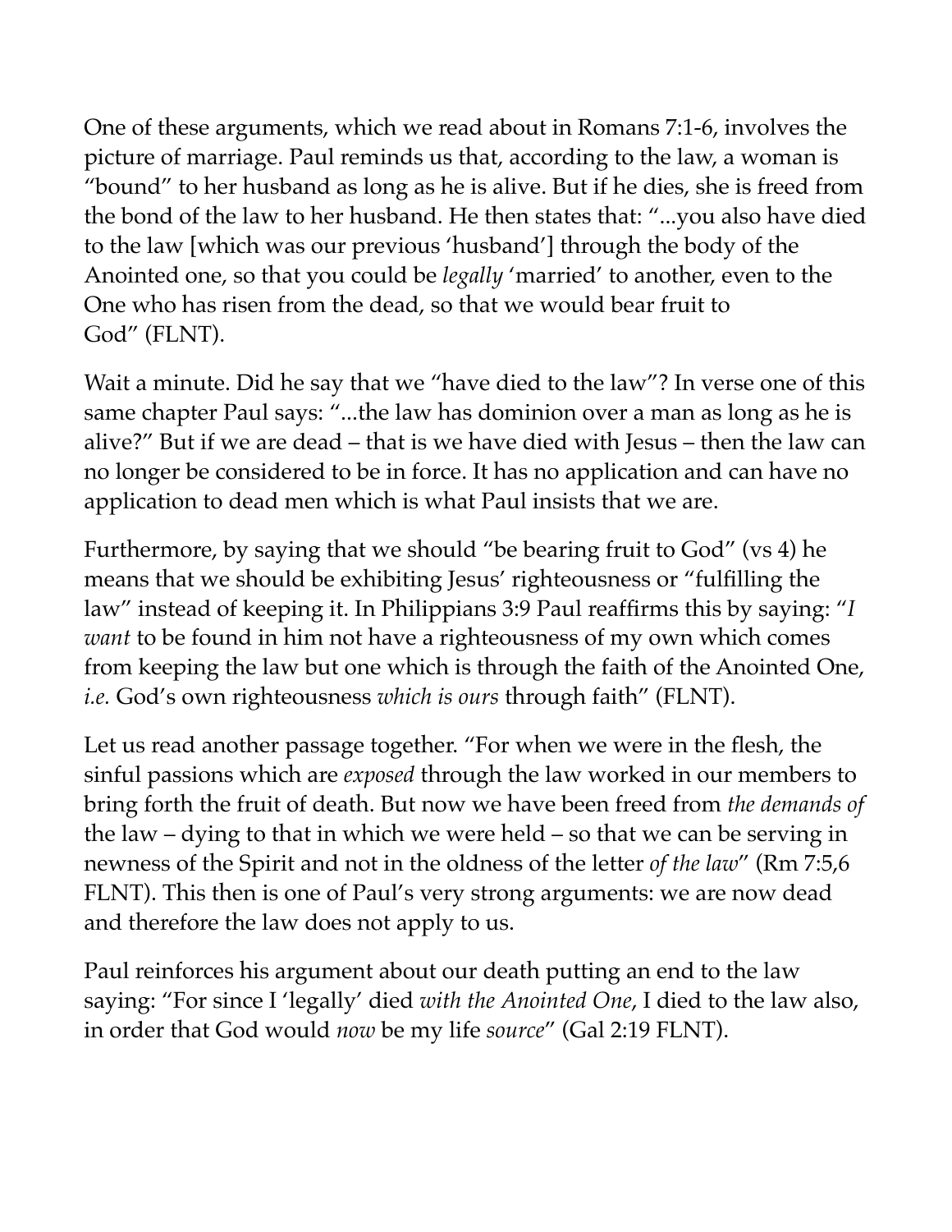One of these arguments, which we read about in Romans 7:1-6, involves the picture of marriage. Paul reminds us that, according to the law, a woman is "bound" to her husband as long as he is alive. But if he dies, she is freed from the bond of the law to her husband. He then states that: "...you also have died to the law [which was our previous 'husband'] through the body of the Anointed one, so that you could be *legally* 'married' to another, even to the One who has risen from the dead, so that we would bear fruit to God" (FLNT).

Wait a minute. Did he say that we "have died to the law"? In verse one of this same chapter Paul says: "...the law has dominion over a man as long as he is alive?" But if we are dead – that is we have died with Jesus – then the law can no longer be considered to be in force. It has no application and can have no application to dead men which is what Paul insists that we are.

Furthermore, by saying that we should "be bearing fruit to God" (vs 4) he means that we should be exhibiting Jesus' righteousness or "fulfilling the law" instead of keeping it. In Philippians 3:9 Paul reaffirms this by saying: "*I want* to be found in him not have a righteousness of my own which comes from keeping the law but one which is through the faith of the Anointed One, *i.e.* God's own righteousness *which is ours* through faith" (FLNT).

Let us read another passage together. "For when we were in the flesh, the sinful passions which are *exposed* through the law worked in our members to bring forth the fruit of death. But now we have been freed from *the demands of* the law – dying to that in which we were held – so that we can be serving in newness of the Spirit and not in the oldness of the letter *of the law*" (Rm 7:5,6 FLNT). This then is one of Paul's very strong arguments: we are now dead and therefore the law does not apply to us.

Paul reinforces his argument about our death putting an end to the law saying: "For since I 'legally' died *with the Anointed One*, I died to the law also, in order that God would *now* be my life *source*" (Gal 2:19 FLNT).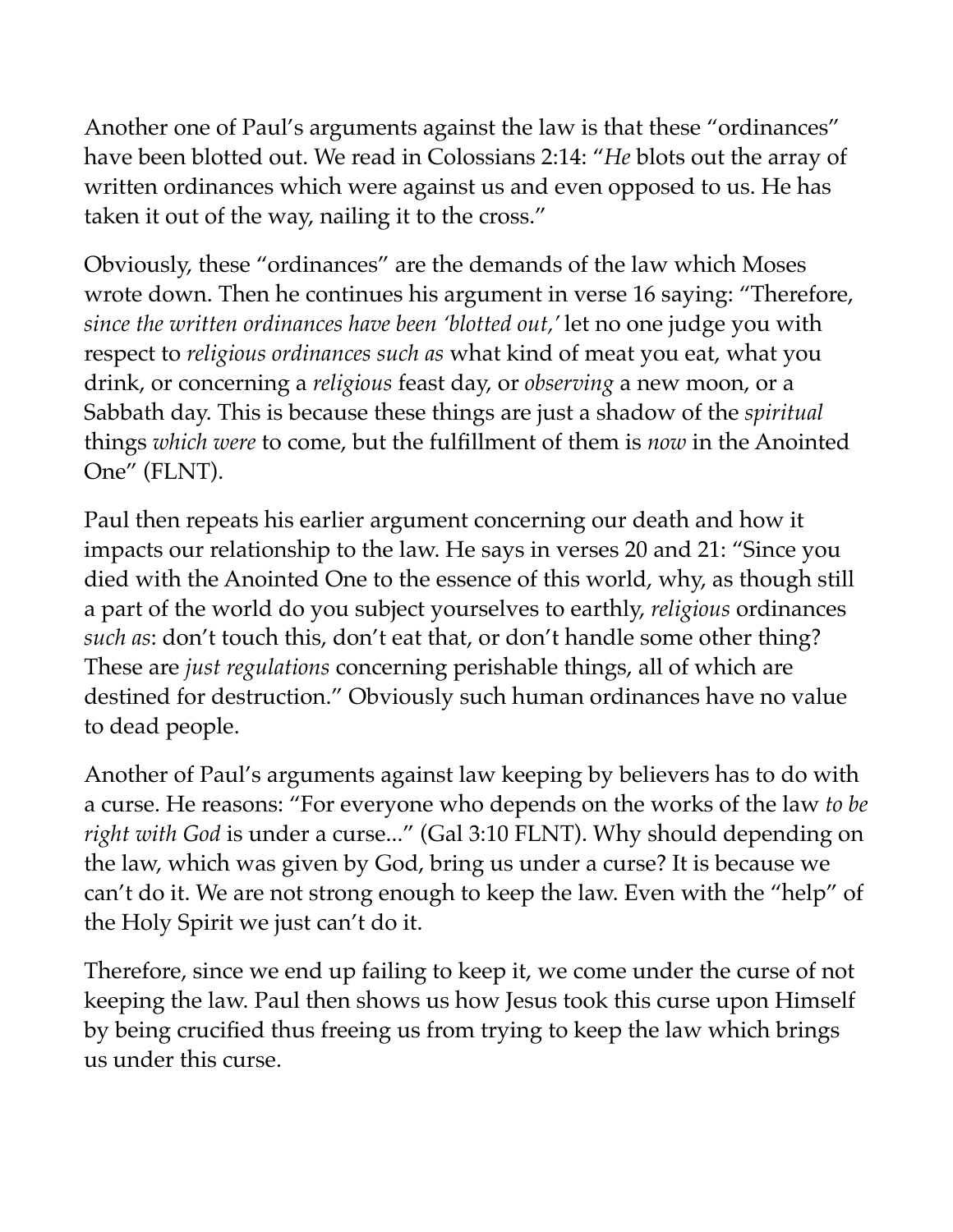Another one of Paul's arguments against the law is that these "ordinances" have been blotted out. We read in Colossians 2:14: "*He* blots out the array of written ordinances which were against us and even opposed to us. He has taken it out of the way, nailing it to the cross."

Obviously, these "ordinances" are the demands of the law which Moses wrote down. Then he continues his argument in verse 16 saying: "Therefore, *since the written ordinances have been 'blotted out,'* let no one judge you with respect to *religious ordinances such as* what kind of meat you eat, what you drink, or concerning a *religious* feast day, or *observing* a new moon, or a Sabbath day. This is because these things are just a shadow of the *spiritual* things *which were* to come, but the fulfillment of them is *now* in the Anointed One" (FLNT).

Paul then repeats his earlier argument concerning our death and how it impacts our relationship to the law. He says in verses 20 and 21: "Since you died with the Anointed One to the essence of this world, why, as though still a part of the world do you subject yourselves to earthly, *religious* ordinances *such as*: don't touch this, don't eat that, or don't handle some other thing? These are *just regulations* concerning perishable things, all of which are destined for destruction." Obviously such human ordinances have no value to dead people.

Another of Paul's arguments against law keeping by believers has to do with a curse. He reasons: "For everyone who depends on the works of the law *to be right with God* is under a curse..." (Gal 3:10 FLNT). Why should depending on the law, which was given by God, bring us under a curse? It is because we can't do it. We are not strong enough to keep the law. Even with the "help" of the Holy Spirit we just can't do it.

Therefore, since we end up failing to keep it, we come under the curse of not keeping the law. Paul then shows us how Jesus took this curse upon Himself by being crucified thus freeing us from trying to keep the law which brings us under this curse.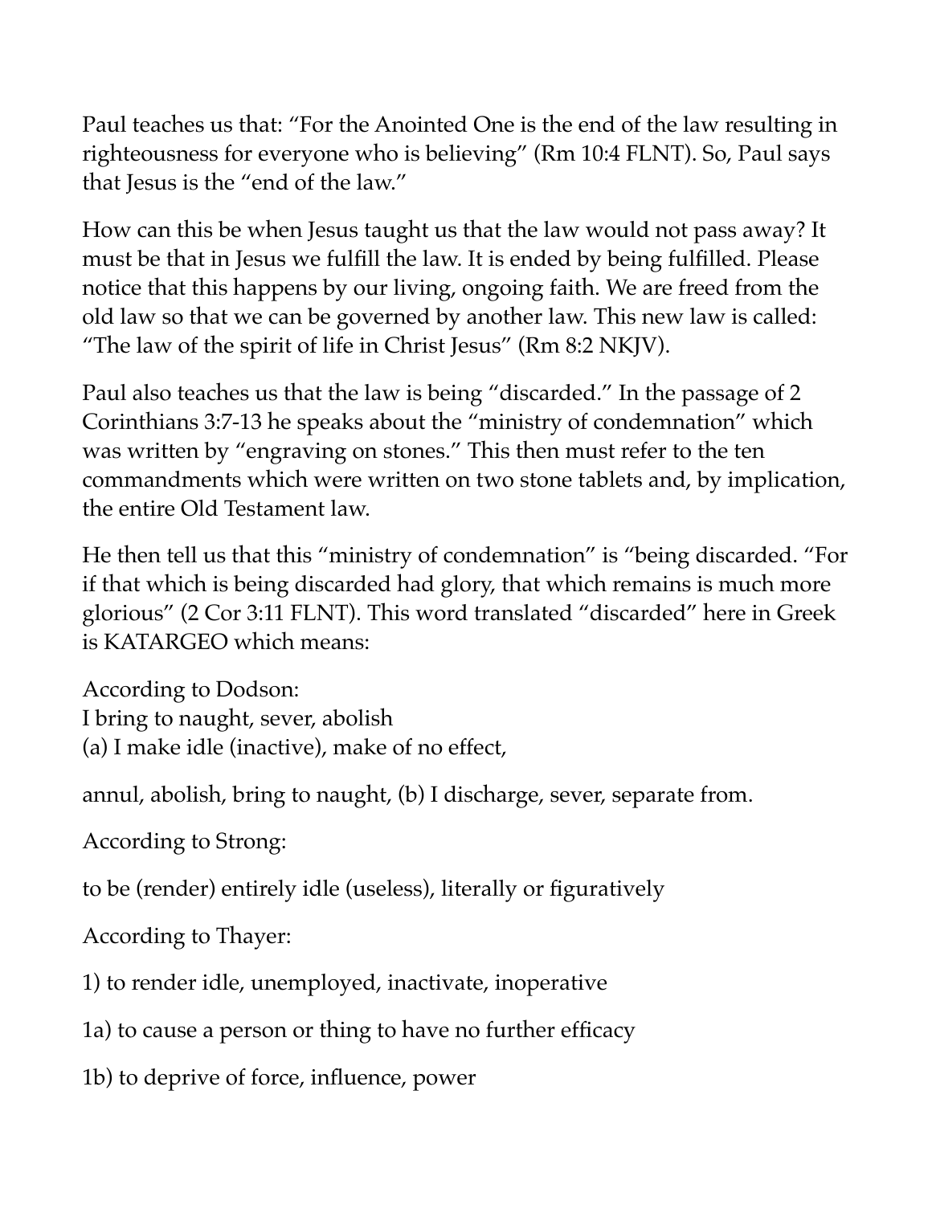Paul teaches us that: “For the Anointed One is the end of the law resulting in righteousness for everyone who is believing” (Rm 10:4 FLNT). So, Paul says that Jesus is the “end of the law.”

How can this be when Jesus taught us that the law would not pass away? It must be that in Jesus we fulfill the law. It is ended by being fulfilled. Please notice that this happens by our living, ongoing faith. We are freed from the old law so that we can be governed by another law. This new law is called: “The law of the spirit of life in Christ Jesus” (Rm 8:2 NKJV).

Paul also teaches us that the law is being “discarded.” In the passage of 2 Corinthians 3:7-13 he speaks about the “ministry of condemnation” which was written by “engraving on stones.” This then must refer to the ten commandments which were written on two stone tablets and, by implication, the entire Old Testament law.

He then tell us that this “ministry of condemnation” is “being discarded. “For if that which is being discarded had glory, that which remains is much more glorious” (2 Cor 3:11 FLNT). This word translated “discarded” here in Greek is KATARGEO which means:

According to Dodson:
I bring to naught, sever, abolish
(a) I make idle (inactive), make of no effect,

annul, abolish, bring to naught, (b) I discharge, sever, separate from.

According to Strong:

to be (render) entirely idle (useless), literally or figuratively

According to Thayer:

1) to render idle, unemployed, inactivate, inoperative

1a) to cause a person or thing to have no further efficacy

1b) to deprive of force, influence, power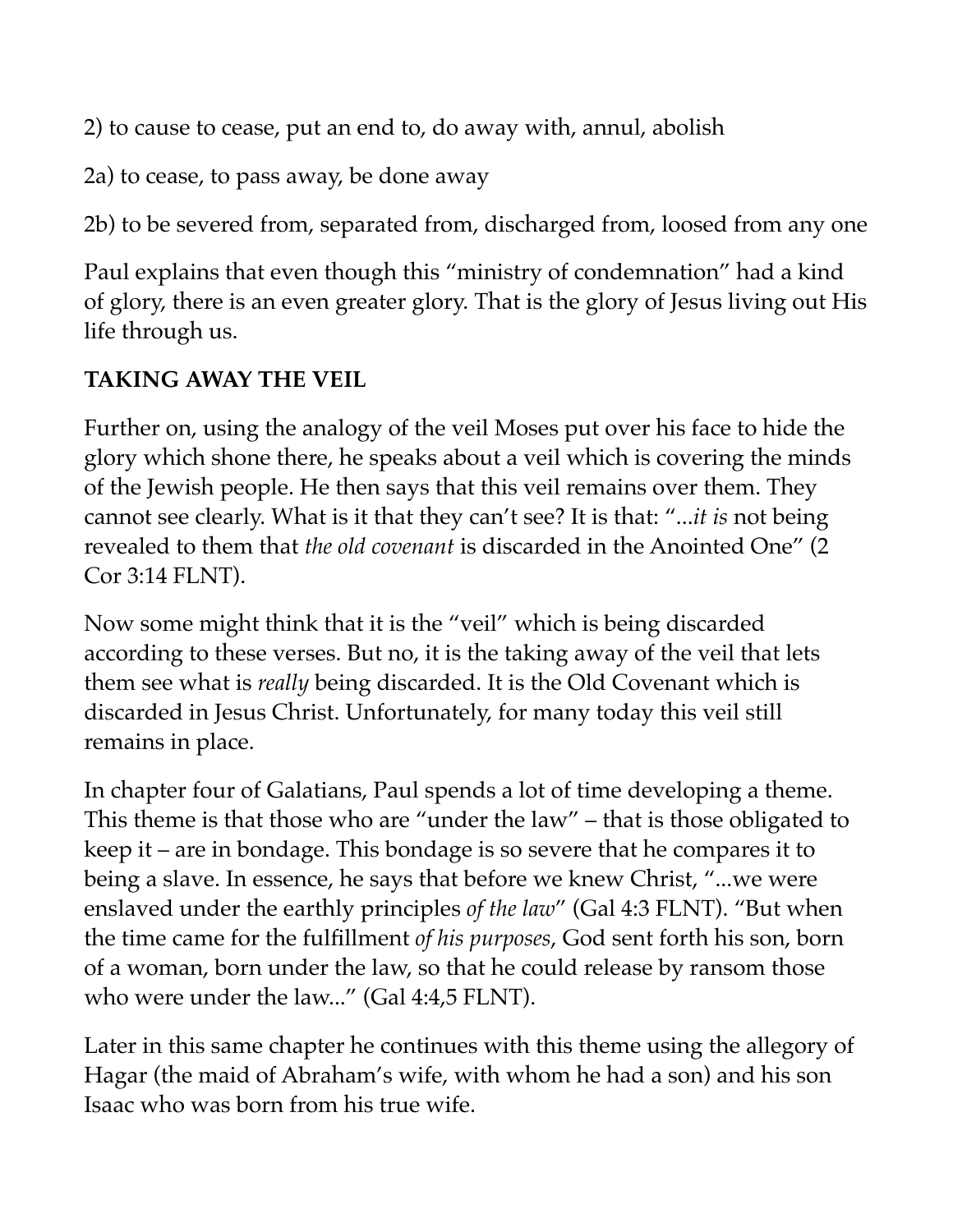2) to cause to cease, put an end to, do away with, annul, abolish

2a) to cease, to pass away, be done away

2b) to be severed from, separated from, discharged from, loosed from any one

Paul explains that even though this "ministry of condemnation" had a kind of glory, there is an even greater glory. That is the glory of Jesus living out His life through us.

**TAKING AWAY THE VEIL**

Further on, using the analogy of the veil Moses put over his face to hide the glory which shone there, he speaks about a veil which is covering the minds of the Jewish people. He then says that this veil remains over them. They cannot see clearly. What is it that they can't see? It is that: "...*it is* not being revealed to them that *the old covenant* is discarded in the Anointed One" (2 Cor 3:14 FLNT).

Now some might think that it is the "veil" which is being discarded according to these verses. But no, it is the taking away of the veil that lets them see what is *really* being discarded. It is the Old Covenant which is discarded in Jesus Christ. Unfortunately, for many today this veil still remains in place.

In chapter four of Galatians, Paul spends a lot of time developing a theme. This theme is that those who are "under the law" – that is those obligated to keep it – are in bondage. This bondage is so severe that he compares it to being a slave. In essence, he says that before we knew Christ, "...we were enslaved under the earthly principles *of the law*" (Gal 4:3 FLNT). "But when the time came for the fulfillment *of his purposes*, God sent forth his son, born of a woman, born under the law, so that he could release by ransom those who were under the law..." (Gal 4:4,5 FLNT).

Later in this same chapter he continues with this theme using the allegory of Hagar (the maid of Abraham's wife, with whom he had a son) and his son Isaac who was born from his true wife.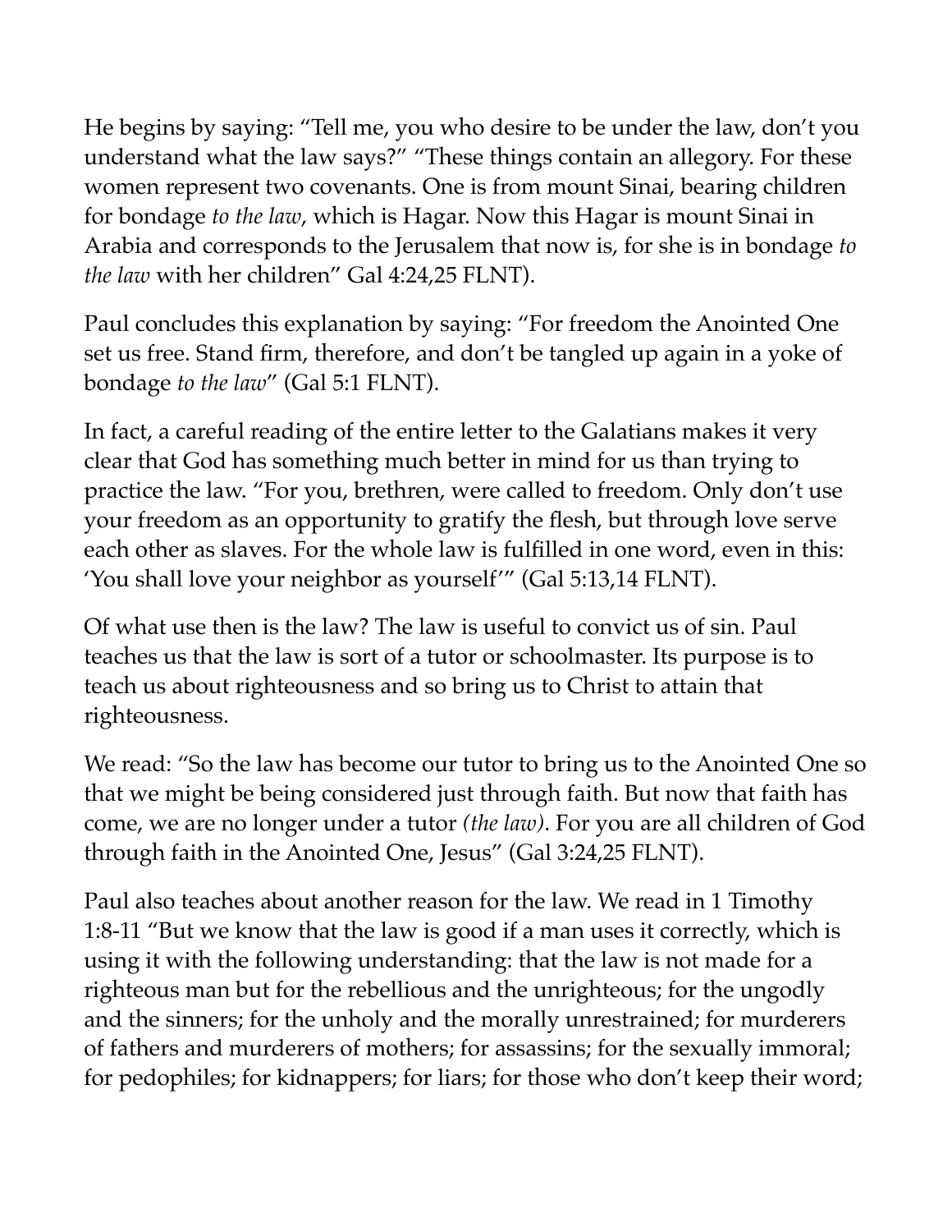He begins by saying: “Tell me, you who desire to be under the law, don’t you understand what the law says?” “These things contain an allegory. For these women represent two covenants. One is from mount Sinai, bearing children for bondage *to the law*, which is Hagar. Now this Hagar is mount Sinai in Arabia and corresponds to the Jerusalem that now is, for she is in bondage *to the law* with her children” Gal 4:24,25 FLNT).

Paul concludes this explanation by saying: “For freedom the Anointed One set us free. Stand firm, therefore, and don’t be tangled up again in a yoke of bondage *to the law*” (Gal 5:1 FLNT).

In fact, a careful reading of the entire letter to the Galatians makes it very clear that God has something much better in mind for us than trying to practice the law. “For you, brethren, were called to freedom. Only don’t use your freedom as an opportunity to gratify the flesh, but through love serve each other as slaves. For the whole law is fulfilled in one word, even in this: ‘You shall love your neighbor as yourself’” (Gal 5:13,14 FLNT).

Of what use then is the law? The law is useful to convict us of sin. Paul teaches us that the law is sort of a tutor or schoolmaster. Its purpose is to teach us about righteousness and so bring us to Christ to attain that righteousness.

We read: “So the law has become our tutor to bring us to the Anointed One so that we might be being considered just through faith. But now that faith has come, we are no longer under a tutor *(the law)*. For you are all children of God through faith in the Anointed One, Jesus” (Gal 3:24,25 FLNT).

Paul also teaches about another reason for the law. We read in 1 Timothy 1:8-11 “But we know that the law is good if a man uses it correctly, which is using it with the following understanding: that the law is not made for a righteous man but for the rebellious and the unrighteous; for the ungodly and the sinners; for the unholy and the morally unrestrained; for murderers of fathers and murderers of mothers; for assassins; for the sexually immoral; for pedophiles; for kidnappers; for liars; for those who don’t keep their word;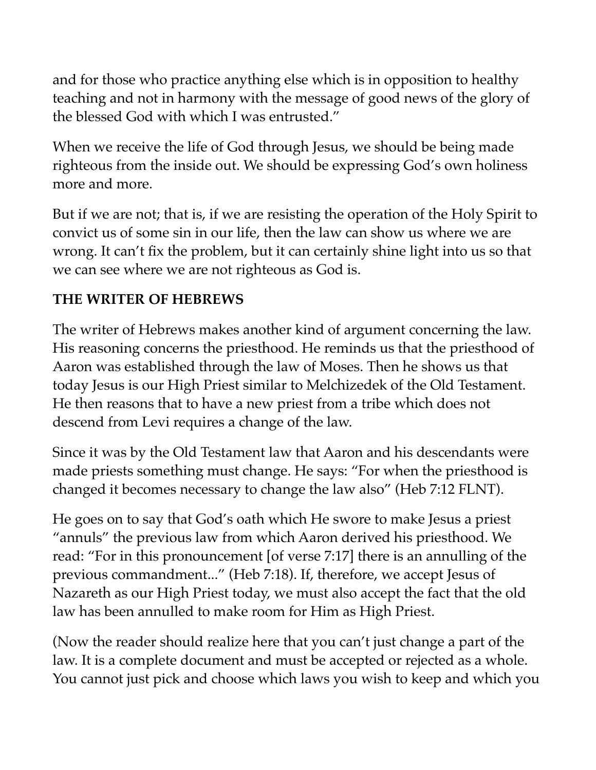and for those who practice anything else which is in opposition to healthy teaching and not in harmony with the message of good news of the glory of the blessed God with which I was entrusted."

When we receive the life of God through Jesus, we should be being made righteous from the inside out. We should be expressing God's own holiness more and more.

But if we are not; that is, if we are resisting the operation of the Holy Spirit to convict us of some sin in our life, then the law can show us where we are wrong. It can't fix the problem, but it can certainly shine light into us so that we can see where we are not righteous as God is.

**THE WRITER OF HEBREWS**

The writer of Hebrews makes another kind of argument concerning the law. His reasoning concerns the priesthood. He reminds us that the priesthood of Aaron was established through the law of Moses. Then he shows us that today Jesus is our High Priest similar to Melchizedek of the Old Testament. He then reasons that to have a new priest from a tribe which does not descend from Levi requires a change of the law.

Since it was by the Old Testament law that Aaron and his descendants were made priests something must change. He says: "For when the priesthood is changed it becomes necessary to change the law also" (Heb 7:12 FLNT).

He goes on to say that God's oath which He swore to make Jesus a priest "annuls" the previous law from which Aaron derived his priesthood. We read: "For in this pronouncement [of verse 7:17] there is an annulling of the previous commandment..." (Heb 7:18). If, therefore, we accept Jesus of Nazareth as our High Priest today, we must also accept the fact that the old law has been annulled to make room for Him as High Priest.

(Now the reader should realize here that you can't just change a part of the law. It is a complete document and must be accepted or rejected as a whole. You cannot just pick and choose which laws you wish to keep and which you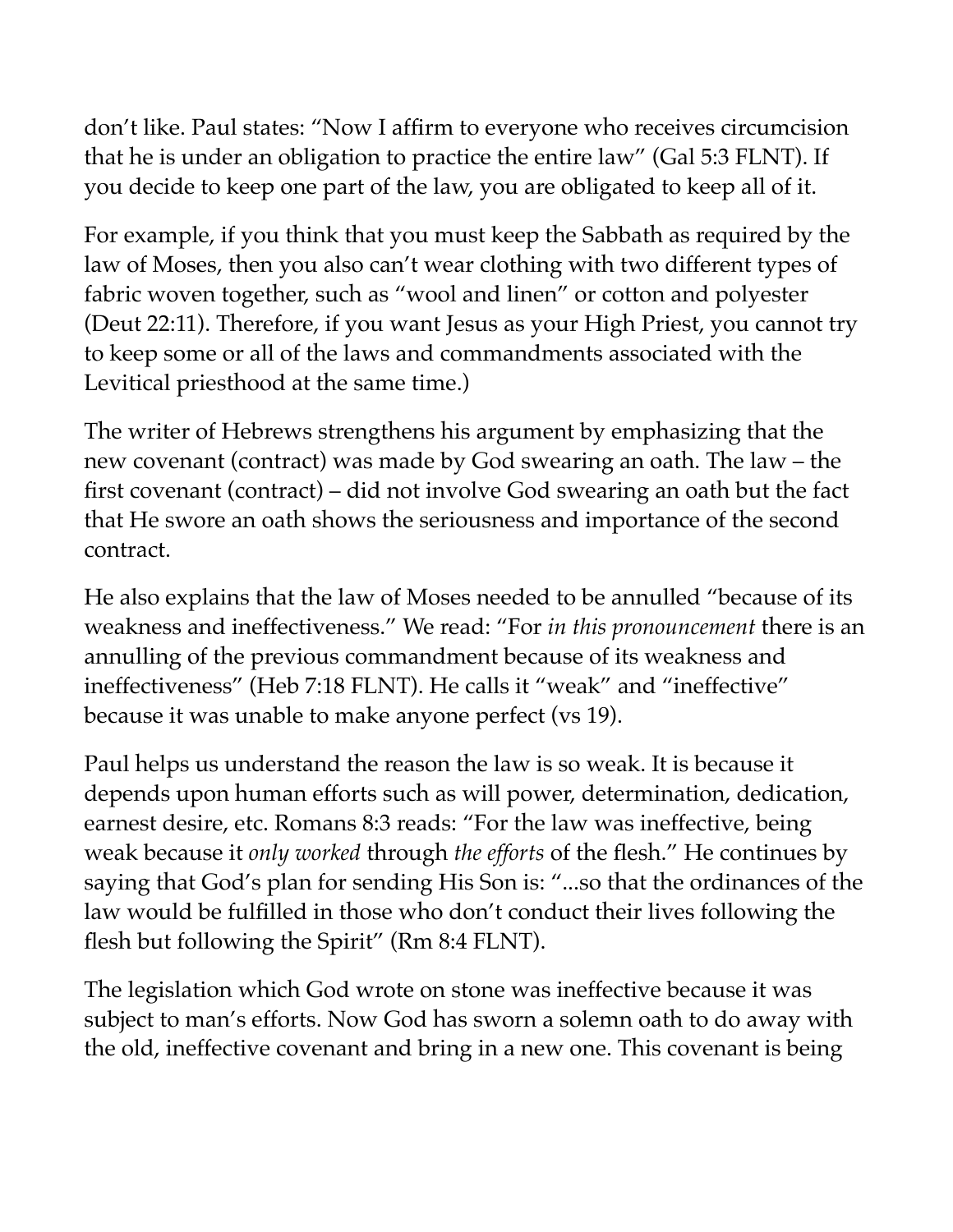don't like. Paul states: "Now I affirm to everyone who receives circumcision that he is under an obligation to practice the entire law" (Gal 5:3 FLNT). If you decide to keep one part of the law, you are obligated to keep all of it.

For example, if you think that you must keep the Sabbath as required by the law of Moses, then you also can't wear clothing with two different types of fabric woven together, such as "wool and linen" or cotton and polyester (Deut 22:11). Therefore, if you want Jesus as your High Priest, you cannot try to keep some or all of the laws and commandments associated with the Levitical priesthood at the same time.)

The writer of Hebrews strengthens his argument by emphasizing that the new covenant (contract) was made by God swearing an oath. The law – the first covenant (contract) – did not involve God swearing an oath but the fact that He swore an oath shows the seriousness and importance of the second contract.

He also explains that the law of Moses needed to be annulled "because of its weakness and ineffectiveness." We read: "For *in this pronouncement* there is an annulling of the previous commandment because of its weakness and ineffectiveness" (Heb 7:18 FLNT). He calls it "weak" and "ineffective" because it was unable to make anyone perfect (vs 19).

Paul helps us understand the reason the law is so weak. It is because it depends upon human efforts such as will power, determination, dedication, earnest desire, etc. Romans 8:3 reads: "For the law was ineffective, being weak because it *only worked* through *the efforts* of the flesh." He continues by saying that God's plan for sending His Son is: "...so that the ordinances of the law would be fulfilled in those who don't conduct their lives following the flesh but following the Spirit" (Rm 8:4 FLNT).

The legislation which God wrote on stone was ineffective because it was subject to man's efforts. Now God has sworn a solemn oath to do away with the old, ineffective covenant and bring in a new one. This covenant is being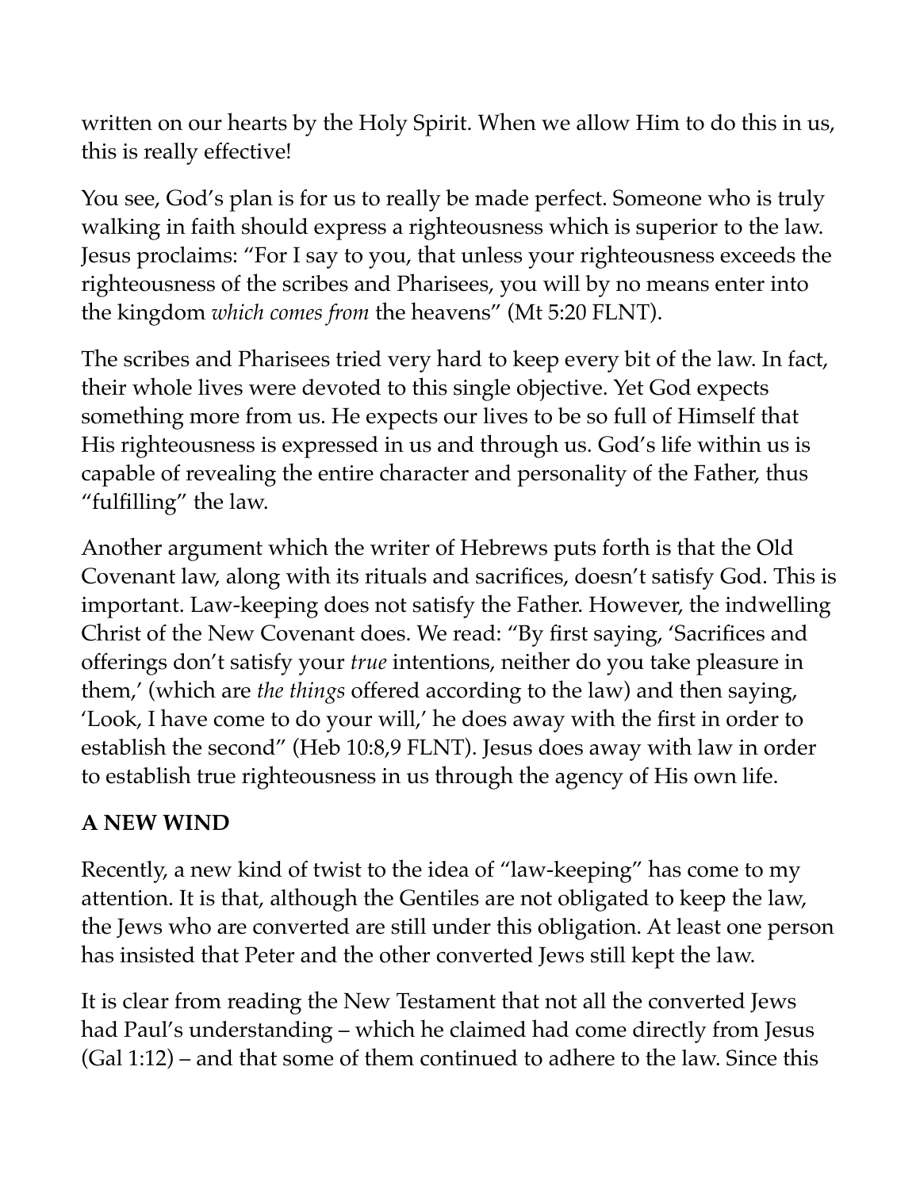written on our hearts by the Holy Spirit. When we allow Him to do this in us, this is really effective!

You see, God's plan is for us to really be made perfect. Someone who is truly walking in faith should express a righteousness which is superior to the law. Jesus proclaims: "For I say to you, that unless your righteousness exceeds the righteousness of the scribes and Pharisees, you will by no means enter into the kingdom *which comes from* the heavens" (Mt 5:20 FLNT).

The scribes and Pharisees tried very hard to keep every bit of the law. In fact, their whole lives were devoted to this single objective. Yet God expects something more from us. He expects our lives to be so full of Himself that His righteousness is expressed in us and through us. God's life within us is capable of revealing the entire character and personality of the Father, thus "fulfilling" the law.

Another argument which the writer of Hebrews puts forth is that the Old Covenant law, along with its rituals and sacrifices, doesn't satisfy God. This is important. Law-keeping does not satisfy the Father. However, the indwelling Christ of the New Covenant does. We read: "By first saying, 'Sacrifices and offerings don't satisfy your *true* intentions, neither do you take pleasure in them,' (which are *the things* offered according to the law) and then saying, 'Look, I have come to do your will,' he does away with the first in order to establish the second" (Heb 10:8,9 FLNT). Jesus does away with law in order to establish true righteousness in us through the agency of His own life.

**A NEW WIND**

Recently, a new kind of twist to the idea of "law-keeping" has come to my attention. It is that, although the Gentiles are not obligated to keep the law, the Jews who are converted are still under this obligation. At least one person has insisted that Peter and the other converted Jews still kept the law.

It is clear from reading the New Testament that not all the converted Jews had Paul's understanding – which he claimed had come directly from Jesus (Gal 1:12) – and that some of them continued to adhere to the law. Since this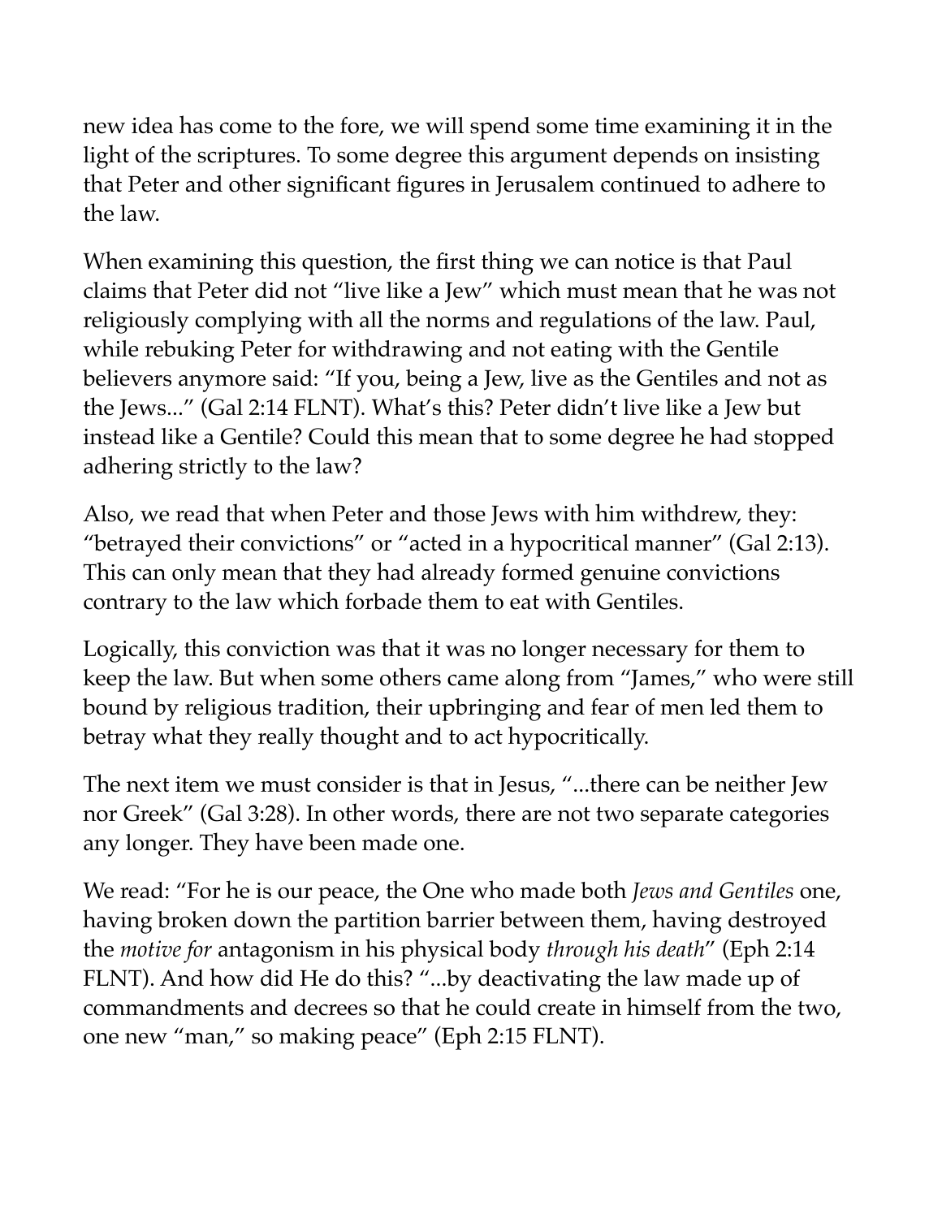new idea has come to the fore, we will spend some time examining it in the light of the scriptures. To some degree this argument depends on insisting that Peter and other significant figures in Jerusalem continued to adhere to the law.

When examining this question, the first thing we can notice is that Paul claims that Peter did not "live like a Jew" which must mean that he was not religiously complying with all the norms and regulations of the law. Paul, while rebuking Peter for withdrawing and not eating with the Gentile believers anymore said: "If you, being a Jew, live as the Gentiles and not as the Jews..." (Gal 2:14 FLNT). What's this? Peter didn't live like a Jew but instead like a Gentile? Could this mean that to some degree he had stopped adhering strictly to the law?

Also, we read that when Peter and those Jews with him withdrew, they: "betrayed their convictions" or "acted in a hypocritical manner" (Gal 2:13). This can only mean that they had already formed genuine convictions contrary to the law which forbade them to eat with Gentiles.

Logically, this conviction was that it was no longer necessary for them to keep the law. But when some others came along from "James," who were still bound by religious tradition, their upbringing and fear of men led them to betray what they really thought and to act hypocritically.

The next item we must consider is that in Jesus, "...there can be neither Jew nor Greek" (Gal 3:28). In other words, there are not two separate categories any longer. They have been made one.

We read: "For he is our peace, the One who made both *Jews and Gentiles* one, having broken down the partition barrier between them, having destroyed the *motive for* antagonism in his physical body *through his death*" (Eph 2:14 FLNT). And how did He do this? "...by deactivating the law made up of commandments and decrees so that he could create in himself from the two, one new "man," so making peace" (Eph 2:15 FLNT).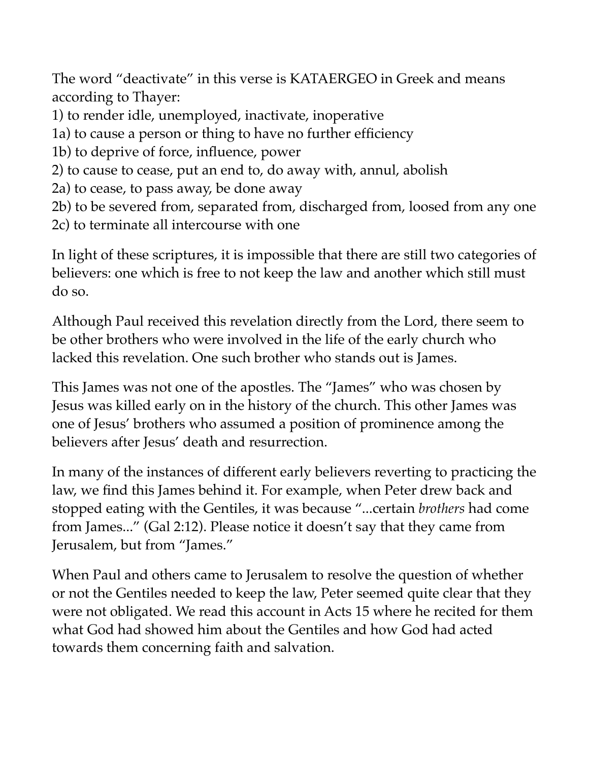The word “deactivate” in this verse is KATAERGEO in Greek and means according to Thayer:

1) to render idle, unemployed, inactivate, inoperative
1a) to cause a person or thing to have no further efficiency
1b) to deprive of force, influence, power
2) to cause to cease, put an end to, do away with, annul, abolish
2a) to cease, to pass away, be done away
2b) to be severed from, separated from, discharged from, loosed from any one
2c) to terminate all intercourse with one

In light of these scriptures, it is impossible that there are still two categories of believers: one which is free to not keep the law and another which still must do so.

Although Paul received this revelation directly from the Lord, there seem to be other brothers who were involved in the life of the early church who lacked this revelation. One such brother who stands out is James.

This James was not one of the apostles. The “James” who was chosen by Jesus was killed early on in the history of the church. This other James was one of Jesus’ brothers who assumed a position of prominence among the believers after Jesus’ death and resurrection.

In many of the instances of different early believers reverting to practicing the law, we find this James behind it. For example, when Peter drew back and stopped eating with the Gentiles, it was because “...certain *brothers* had come from James...” (Gal 2:12). Please notice it doesn’t say that they came from Jerusalem, but from “James.”

When Paul and others came to Jerusalem to resolve the question of whether or not the Gentiles needed to keep the law, Peter seemed quite clear that they were not obligated. We read this account in Acts 15 where he recited for them what God had showed him about the Gentiles and how God had acted towards them concerning faith and salvation.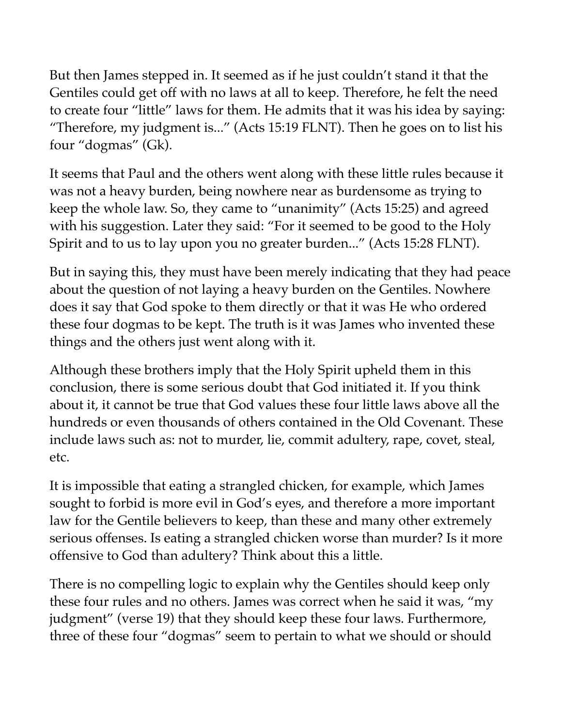But then James stepped in. It seemed as if he just couldn't stand it that the Gentiles could get off with no laws at all to keep. Therefore, he felt the need to create four "little" laws for them. He admits that it was his idea by saying: "Therefore, my judgment is..." (Acts 15:19 FLNT). Then he goes on to list his four "dogmas" (Gk).

It seems that Paul and the others went along with these little rules because it was not a heavy burden, being nowhere near as burdensome as trying to keep the whole law. So, they came to "unanimity" (Acts 15:25) and agreed with his suggestion. Later they said: "For it seemed to be good to the Holy Spirit and to us to lay upon you no greater burden..." (Acts 15:28 FLNT).

But in saying this, they must have been merely indicating that they had peace about the question of not laying a heavy burden on the Gentiles. Nowhere does it say that God spoke to them directly or that it was He who ordered these four dogmas to be kept. The truth is it was James who invented these things and the others just went along with it.

Although these brothers imply that the Holy Spirit upheld them in this conclusion, there is some serious doubt that God initiated it. If you think about it, it cannot be true that God values these four little laws above all the hundreds or even thousands of others contained in the Old Covenant. These include laws such as: not to murder, lie, commit adultery, rape, covet, steal, etc.

It is impossible that eating a strangled chicken, for example, which James sought to forbid is more evil in God's eyes, and therefore a more important law for the Gentile believers to keep, than these and many other extremely serious offenses. Is eating a strangled chicken worse than murder? Is it more offensive to God than adultery? Think about this a little.

There is no compelling logic to explain why the Gentiles should keep only these four rules and no others. James was correct when he said it was, "my judgment" (verse 19) that they should keep these four laws. Furthermore, three of these four "dogmas" seem to pertain to what we should or should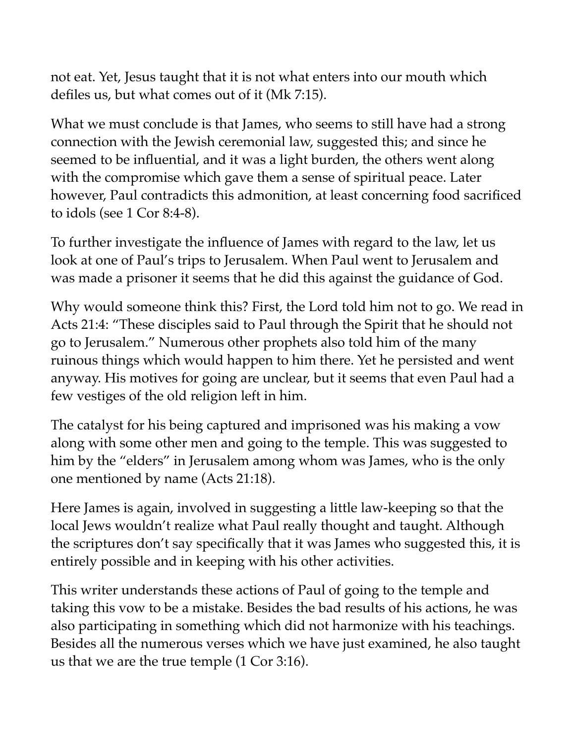not eat. Yet, Jesus taught that it is not what enters into our mouth which defiles us, but what comes out of it (Mk 7:15).

What we must conclude is that James, who seems to still have had a strong connection with the Jewish ceremonial law, suggested this; and since he seemed to be influential, and it was a light burden, the others went along with the compromise which gave them a sense of spiritual peace. Later however, Paul contradicts this admonition, at least concerning food sacrificed to idols (see 1 Cor 8:4-8).

To further investigate the influence of James with regard to the law, let us look at one of Paul's trips to Jerusalem. When Paul went to Jerusalem and was made a prisoner it seems that he did this against the guidance of God.

Why would someone think this? First, the Lord told him not to go. We read in Acts 21:4: "These disciples said to Paul through the Spirit that he should not go to Jerusalem." Numerous other prophets also told him of the many ruinous things which would happen to him there. Yet he persisted and went anyway. His motives for going are unclear, but it seems that even Paul had a few vestiges of the old religion left in him.

The catalyst for his being captured and imprisoned was his making a vow along with some other men and going to the temple. This was suggested to him by the "elders" in Jerusalem among whom was James, who is the only one mentioned by name (Acts 21:18).

Here James is again, involved in suggesting a little law-keeping so that the local Jews wouldn't realize what Paul really thought and taught. Although the scriptures don't say specifically that it was James who suggested this, it is entirely possible and in keeping with his other activities.

This writer understands these actions of Paul of going to the temple and taking this vow to be a mistake. Besides the bad results of his actions, he was also participating in something which did not harmonize with his teachings. Besides all the numerous verses which we have just examined, he also taught us that we are the true temple (1 Cor 3:16).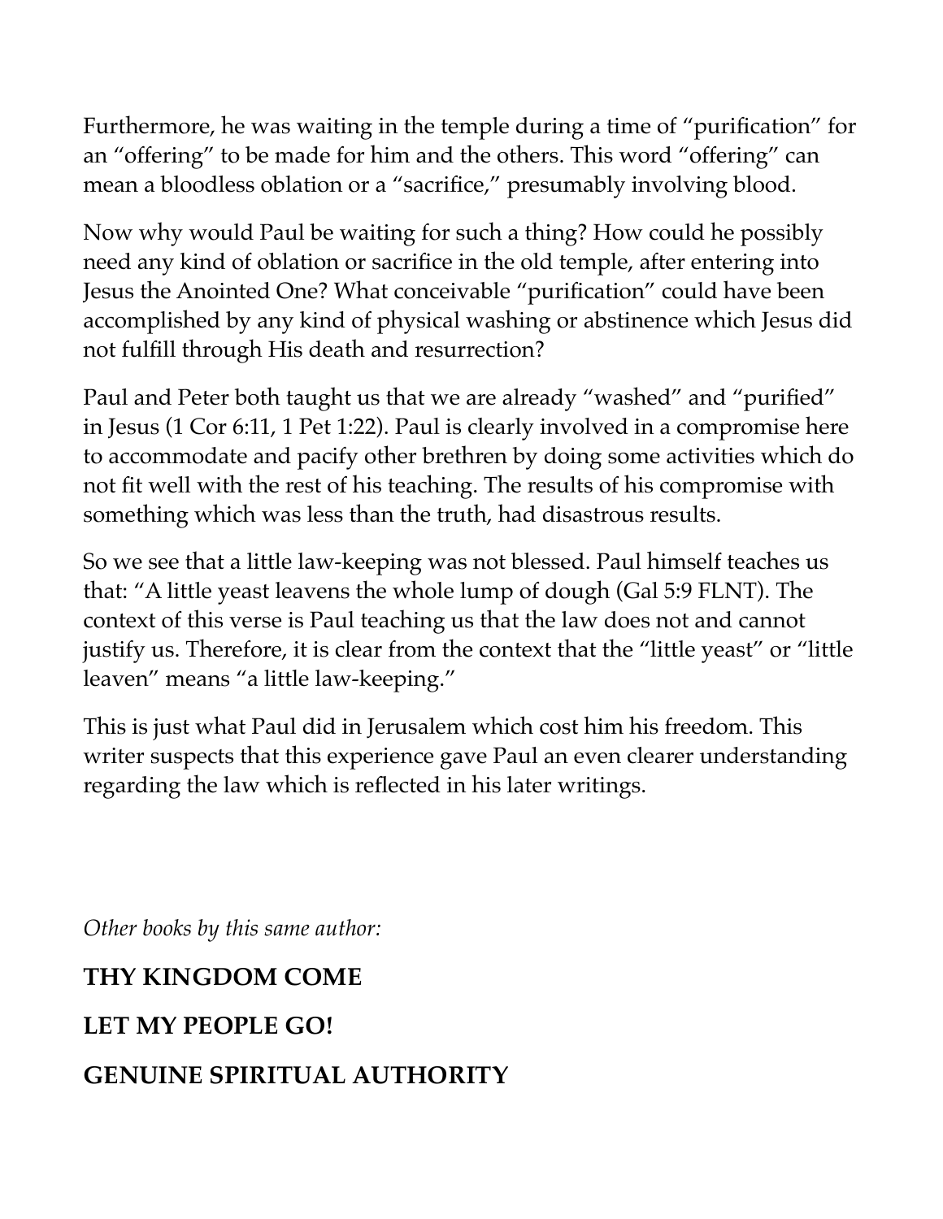Furthermore, he was waiting in the temple during a time of "purification" for an "offering" to be made for him and the others. This word "offering" can mean a bloodless oblation or a "sacrifice," presumably involving blood.

Now why would Paul be waiting for such a thing? How could he possibly need any kind of oblation or sacrifice in the old temple, after entering into Jesus the Anointed One? What conceivable "purification" could have been accomplished by any kind of physical washing or abstinence which Jesus did not fulfill through His death and resurrection?

Paul and Peter both taught us that we are already "washed" and "purified" in Jesus (1 Cor 6:11, 1 Pet 1:22). Paul is clearly involved in a compromise here to accommodate and pacify other brethren by doing some activities which do not fit well with the rest of his teaching. The results of his compromise with something which was less than the truth, had disastrous results.

So we see that a little law-keeping was not blessed. Paul himself teaches us that: "A little yeast leavens the whole lump of dough (Gal 5:9 FLNT). The context of this verse is Paul teaching us that the law does not and cannot justify us. Therefore, it is clear from the context that the "little yeast" or "little leaven" means "a little law-keeping."

This is just what Paul did in Jerusalem which cost him his freedom. This writer suspects that this experience gave Paul an even clearer understanding regarding the law which is reflected in his later writings.

*Other books by this same author:*

**THY KINGDOM COME**

**LET MY PEOPLE GO!**

**GENUINE SPIRITUAL AUTHORITY**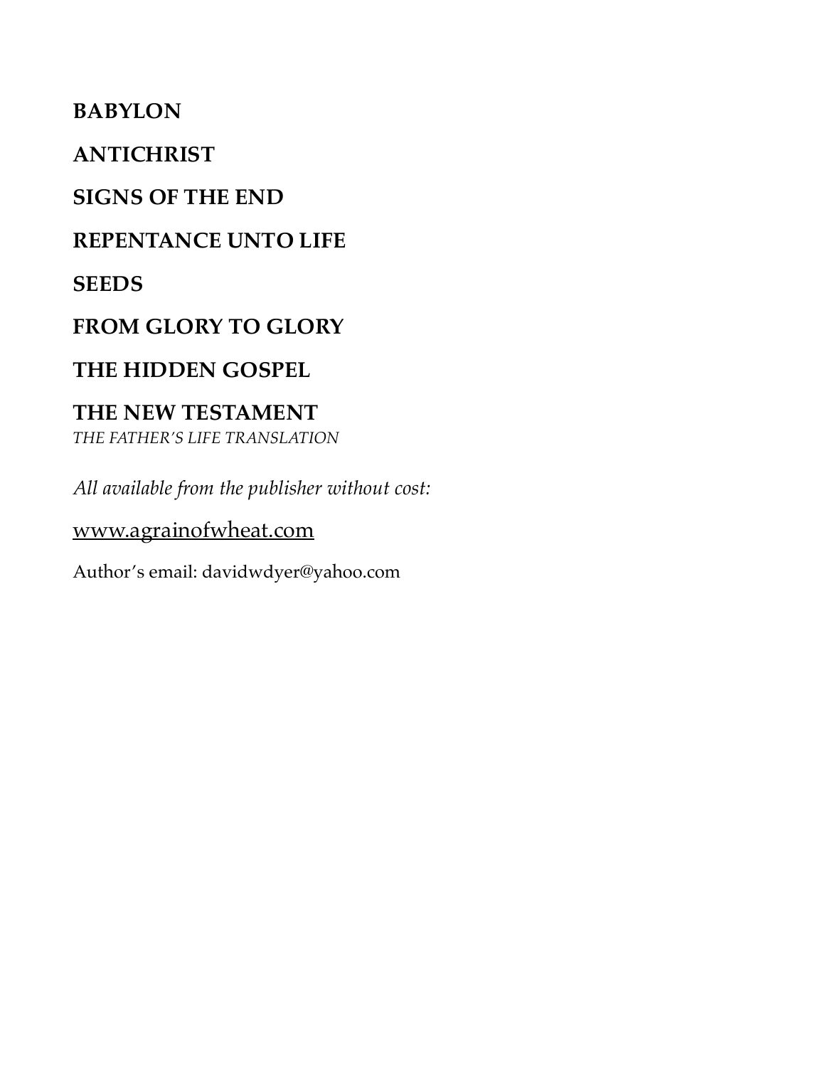**BABYLON**

**ANTICHRIST**

**SIGNS OF THE END**

**REPENTANCE UNTO LIFE**

**SEEDS**

**FROM GLORY TO GLORY**

**THE HIDDEN GOSPEL**

**THE NEW TESTAMENT**
*THE FATHER'S LIFE TRANSLATION*

*All available from the publisher without cost:*

www.agrainofwheat.com

Author's email: davidwdyer@yahoo.com